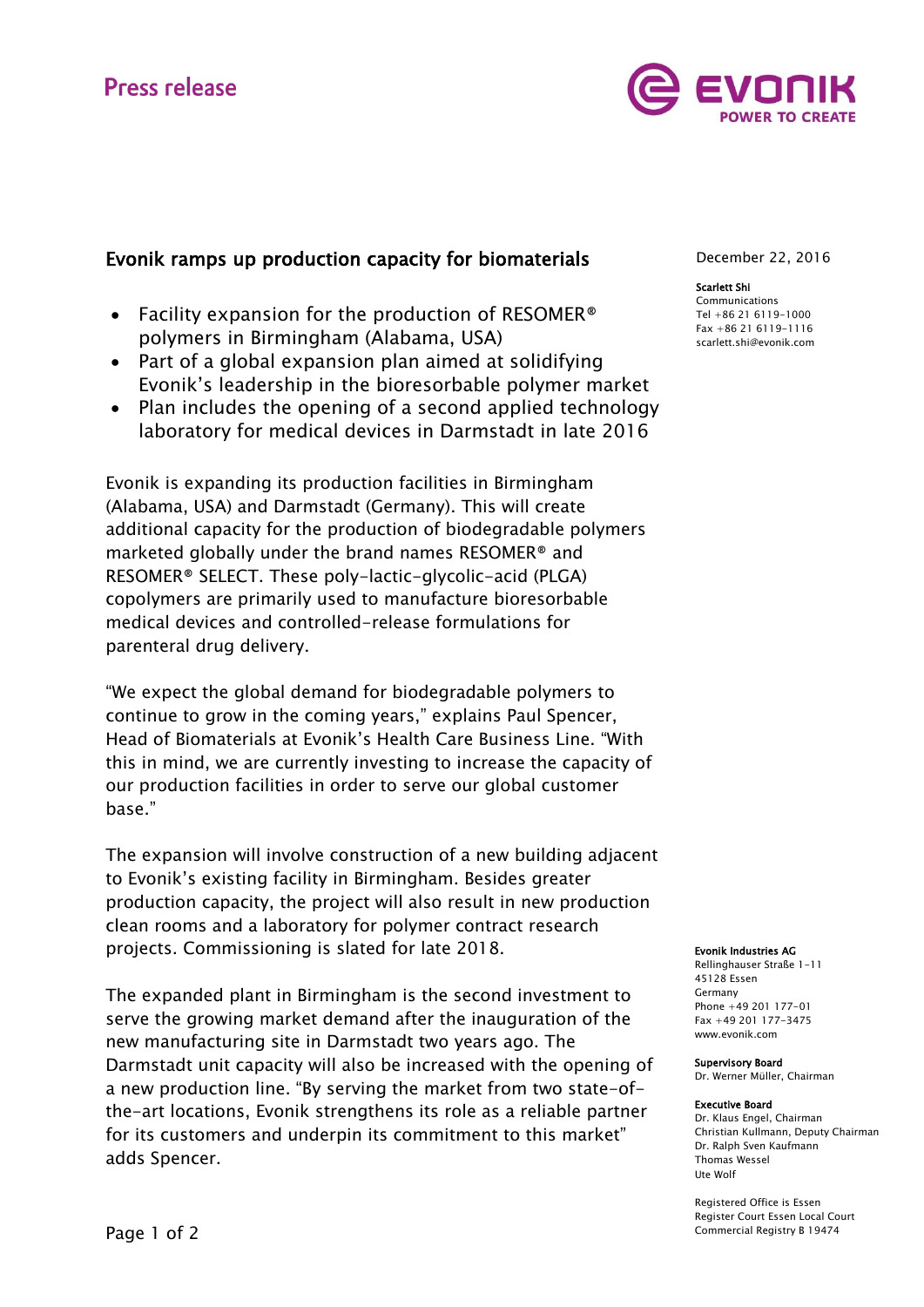Press release

# Evonik ramps up production capacity for biomaterials

- Facility expansion for the production of RESOMER® polymers in Birmingham (Alabama, USA)
- Part of a global expansion plan aimed at solidifying Evonik's leadership in the bioresorbable polymer market
- Plan includes the opening of a second applied technology laboratory for medical devices in Darmstadt in late 2016

December 22, 2016

**Scarlett Shi**
Communications
Tel +86 21 6119-1000
Fax +86 21 6119-1116
scarlett.shi@evonik.com

Evonik is expanding its production facilities in Birmingham (Alabama, USA) and Darmstadt (Germany). This will create additional capacity for the production of biodegradable polymers marketed globally under the brand names RESOMER® and RESOMER® SELECT. These poly-lactic-glycolic-acid (PLGA) copolymers are primarily used to manufacture bioresorbable medical devices and controlled-release formulations for parenteral drug delivery.

"We expect the global demand for biodegradable polymers to continue to grow in the coming years," explains Paul Spencer, Head of Biomaterials at Evonik's Health Care Business Line. "With this in mind, we are currently investing to increase the capacity of our production facilities in order to serve our global customer base."

The expansion will involve construction of a new building adjacent to Evonik's existing facility in Birmingham. Besides greater production capacity, the project will also result in new production clean rooms and a laboratory for polymer contract research projects. Commissioning is slated for late 2018.

The expanded plant in Birmingham is the second investment to serve the growing market demand after the inauguration of the new manufacturing site in Darmstadt two years ago. The Darmstadt unit capacity will also be increased with the opening of a new production line. "By serving the market from two state-of-the-art locations, Evonik strengthens its role as a reliable partner for its customers and underpin its commitment to this market" adds Spencer.

**Evonik Industries AG**
Rellinghauser Straße 1-11
45128 Essen
Germany
Phone +49 201 177-01
Fax +49 201 177-3475
www.evonik.com

**Supervisory Board**
Dr. Werner Müller, Chairman

**Executive Board**
Dr. Klaus Engel, Chairman
Christian Kullmann, Deputy Chairman
Dr. Ralph Sven Kaufmann
Thomas Wessel
Ute Wolf

Registered Office is Essen
Register Court Essen Local Court
Commercial Registry B 19474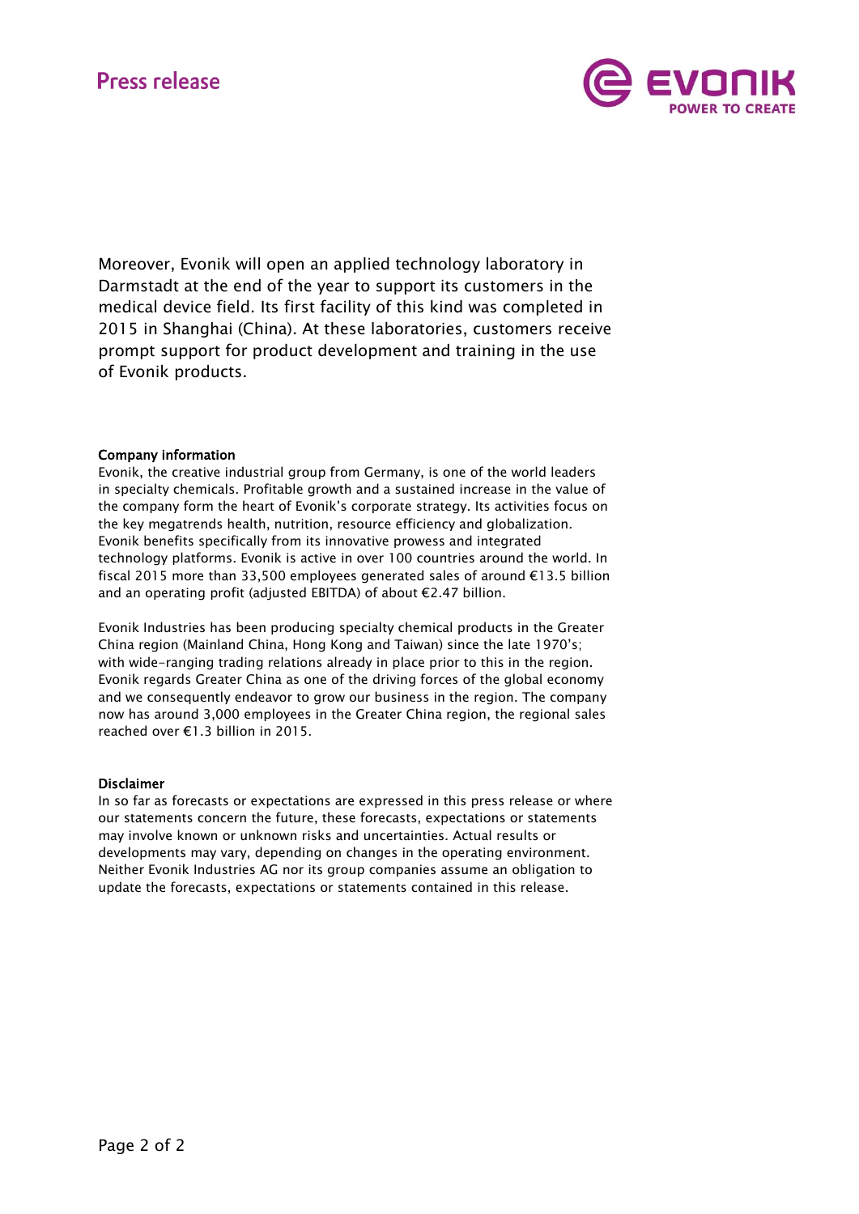Moreover, Evonik will open an applied technology laboratory in Darmstadt at the end of the year to support its customers in the medical device field. Its first facility of this kind was completed in 2015 in Shanghai (China). At these laboratories, customers receive prompt support for product development and training in the use of Evonik products.

**Company information**

Evonik, the creative industrial group from Germany, is one of the world leaders in specialty chemicals. Profitable growth and a sustained increase in the value of the company form the heart of Evonik's corporate strategy. Its activities focus on the key megatrends health, nutrition, resource efficiency and globalization. Evonik benefits specifically from its innovative prowess and integrated technology platforms. Evonik is active in over 100 countries around the world. In fiscal 2015 more than 33,500 employees generated sales of around €13.5 billion and an operating profit (adjusted EBITDA) of about €2.47 billion.

Evonik Industries has been producing specialty chemical products in the Greater China region (Mainland China, Hong Kong and Taiwan) since the late 1970's; with wide-ranging trading relations already in place prior to this in the region. Evonik regards Greater China as one of the driving forces of the global economy and we consequently endeavor to grow our business in the region. The company now has around 3,000 employees in the Greater China region, the regional sales reached over €1.3 billion in 2015.

**Disclaimer**

In so far as forecasts or expectations are expressed in this press release or where our statements concern the future, these forecasts, expectations or statements may involve known or unknown risks and uncertainties. Actual results or developments may vary, depending on changes in the operating environment. Neither Evonik Industries AG nor its group companies assume an obligation to update the forecasts, expectations or statements contained in this release.